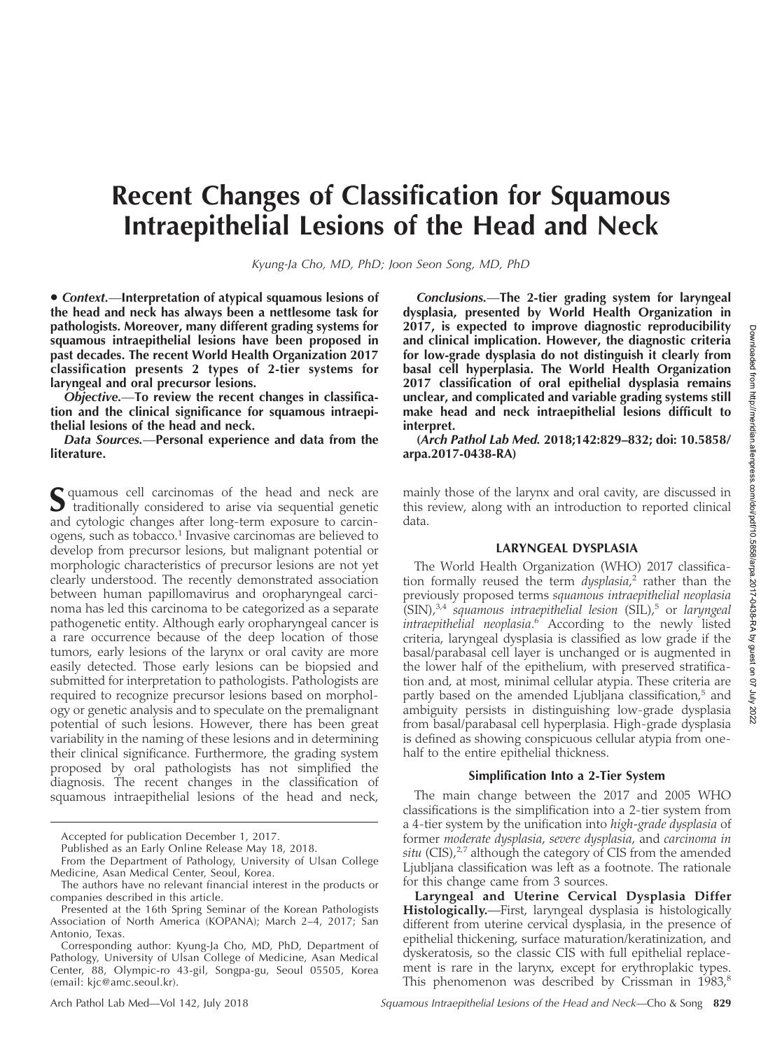# Recent Changes of Classification for Squamous Intraepithelial Lesions of the Head and Neck

*Kyung-Ja Cho, MD, PhD; Joon Seon Song, MD, PhD*

• ***Context.***—**Interpretation of atypical squamous lesions of the head and neck has always been a nettlesome task for pathologists. Moreover, many different grading systems for squamous intraepithelial lesions have been proposed in past decades. The recent World Health Organization 2017 classification presents 2 types of 2-tier systems for laryngeal and oral precursor lesions.**

***Objective.***—**To review the recent changes in classification and the clinical significance for squamous intraepithelial lesions of the head and neck.**

***Data Sources.***—**Personal experience and data from the literature.**

***Conclusions.***—**The 2-tier grading system for laryngeal dysplasia, presented by World Health Organization in 2017, is expected to improve diagnostic reproducibility and clinical implication. However, the diagnostic criteria for low-grade dysplasia do not distinguish it clearly from basal cell hyperplasia. The World Health Organization 2017 classification of oral epithelial dysplasia remains unclear, and complicated and variable grading systems still make head and neck intraepithelial lesions difficult to interpret.**

**(*Arch Pathol Lab Med*. 2018;142:829–832; doi: 10.5858/arpa.2017-0438-RA)**

Squamous cell carcinomas of the head and neck are traditionally considered to arise via sequential genetic and cytologic changes after long-term exposure to carcinogens, such as tobacco.[1] Invasive carcinomas are believed to develop from precursor lesions, but malignant potential or morphologic characteristics of precursor lesions are not yet clearly understood. The recently demonstrated association between human papillomavirus and oropharyngeal carcinoma has led this carcinoma to be categorized as a separate pathogenetic entity. Although early oropharyngeal cancer is a rare occurrence because of the deep location of those tumors, early lesions of the larynx or oral cavity are more easily detected. Those early lesions can be biopsied and submitted for interpretation to pathologists. Pathologists are required to recognize precursor lesions based on morphology or genetic analysis and to speculate on the premalignant potential of such lesions. However, there has been great variability in the naming of these lesions and in determining their clinical significance. Furthermore, the grading system proposed by oral pathologists has not simplified the diagnosis. The recent changes in the classification of squamous intraepithelial lesions of the head and neck, mainly those of the larynx and oral cavity, are discussed in this review, along with an introduction to reported clinical data.

Accepted for publication December 1, 2017.

Published as an Early Online Release May 18, 2018.

From the Department of Pathology, University of Ulsan College Medicine, Asan Medical Center, Seoul, Korea.

The authors have no relevant financial interest in the products or companies described in this article.

Presented at the 16th Spring Seminar of the Korean Pathologists Association of North America (KOPANA); March 2–4, 2017; San Antonio, Texas.

Corresponding author: Kyung-Ja Cho, MD, PhD, Department of Pathology, University of Ulsan College of Medicine, Asan Medical Center, 88, Olympic-ro 43-gil, Songpa-gu, Seoul 05505, Korea (email: kjc@amc.seoul.kr).

## LARYNGEAL DYSPLASIA

The World Health Organization (WHO) 2017 classification formally reused the term *dysplasia*,[2] rather than the previously proposed terms *squamous intraepithelial neoplasia* (SIN),[3,4] *squamous intraepithelial lesion* (SIL),[5] or *laryngeal intraepithelial neoplasia*.[6] According to the newly listed criteria, laryngeal dysplasia is classified as low grade if the basal/parabasal cell layer is unchanged or is augmented in the lower half of the epithelium, with preserved stratification and, at most, minimal cellular atypia. These criteria are partly based on the amended Ljubljana classification,[5] and ambiguity persists in distinguishing low-grade dysplasia from basal/parabasal cell hyperplasia. High-grade dysplasia is defined as showing conspicuous cellular atypia from one-half to the entire epithelial thickness.

### Simplification Into a 2-Tier System

The main change between the 2017 and 2005 WHO classifications is the simplification into a 2-tier system from a 4-tier system by the unification into *high-grade dysplasia* of former *moderate dysplasia*, *severe dysplasia*, and *carcinoma in situ* (CIS),[2,7] although the category of CIS from the amended Ljubljana classification was left as a footnote. The rationale for this change came from 3 sources.

**Laryngeal and Uterine Cervical Dysplasia Differ Histologically.**—First, laryngeal dysplasia is histologically different from uterine cervical dysplasia, in the presence of epithelial thickening, surface maturation/keratinization, and dyskeratosis, so the classic CIS with full epithelial replacement is rare in the larynx, except for erythroplakic types. This phenomenon was described by Crissman in 1983,[8]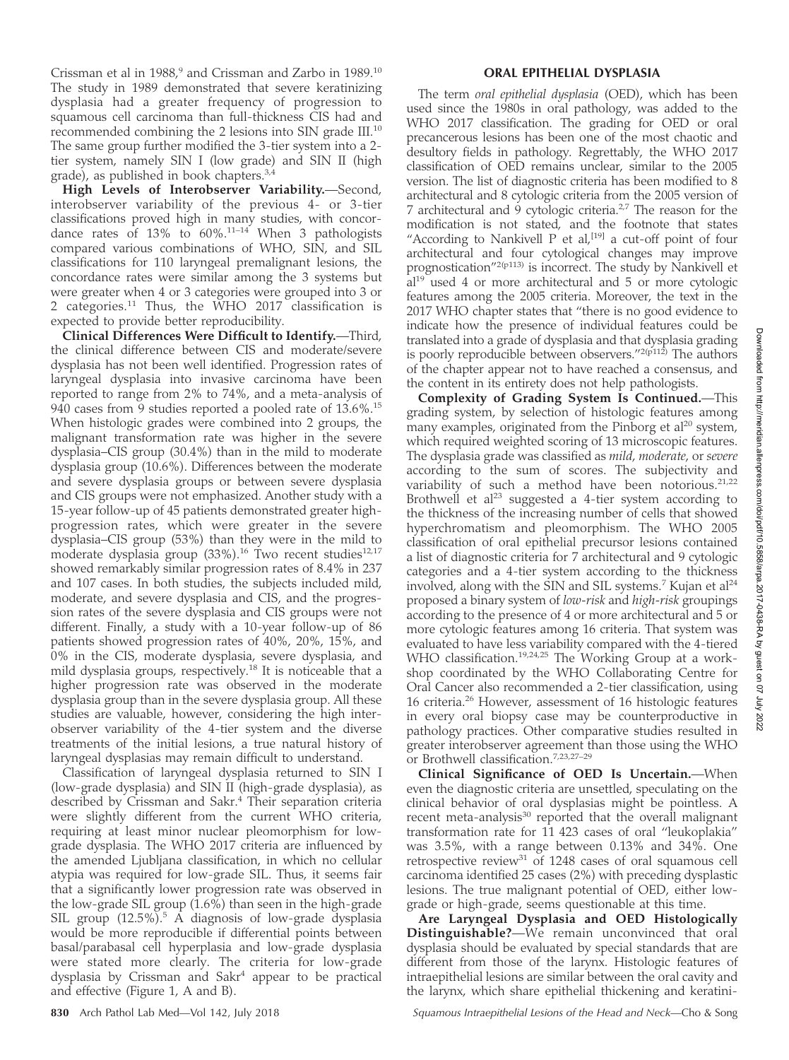Crissman et al in 1988,[9] and Crissman and Zarbo in 1989.[10] The study in 1989 demonstrated that severe keratinizing dysplasia had a greater frequency of progression to squamous cell carcinoma than full-thickness CIS had and recommended combining the 2 lesions into SIN grade III.[10] The same group further modified the 3-tier system into a 2-tier system, namely SIN I (low grade) and SIN II (high grade), as published in book chapters.[3,4]

**High Levels of Interobserver Variability.**—Second, interobserver variability of the previous 4- or 3-tier classifications proved high in many studies, with concordance rates of 13% to 60%.[11–14] When 3 pathologists compared various combinations of WHO, SIN, and SIL classifications for 110 laryngeal premalignant lesions, the concordance rates were similar among the 3 systems but were greater when 4 or 3 categories were grouped into 3 or 2 categories.[11] Thus, the WHO 2017 classification is expected to provide better reproducibility.

**Clinical Differences Were Difficult to Identify.**—Third, the clinical difference between CIS and moderate/severe dysplasia has not been well identified. Progression rates of laryngeal dysplasia into invasive carcinoma have been reported to range from 2% to 74%, and a meta-analysis of 940 cases from 9 studies reported a pooled rate of 13.6%.[15] When histologic grades were combined into 2 groups, the malignant transformation rate was higher in the severe dysplasia–CIS group (30.4%) than in the mild to moderate dysplasia group (10.6%). Differences between the moderate and severe dysplasia groups or between severe dysplasia and CIS groups were not emphasized. Another study with a 15-year follow-up of 45 patients demonstrated greater high-progression rates, which were greater in the severe dysplasia–CIS group (53%) than they were in the mild to moderate dysplasia group (33%).[16] Two recent studies[12,17] showed remarkably similar progression rates of 8.4% in 237 and 107 cases. In both studies, the subjects included mild, moderate, and severe dysplasia and CIS, and the progression rates of the severe dysplasia and CIS groups were not different. Finally, a study with a 10-year follow-up of 86 patients showed progression rates of 40%, 20%, 15%, and 0% in the CIS, moderate dysplasia, severe dysplasia, and mild dysplasia groups, respectively.[18] It is noticeable that a higher progression rate was observed in the moderate dysplasia group than in the severe dysplasia group. All these studies are valuable, however, considering the high interobserver variability of the 4-tier system and the diverse treatments of the initial lesions, a true natural history of laryngeal dysplasias may remain difficult to understand.

Classification of laryngeal dysplasia returned to SIN I (low-grade dysplasia) and SIN II (high-grade dysplasia), as described by Crissman and Sakr.[4] Their separation criteria were slightly different from the current WHO criteria, requiring at least minor nuclear pleomorphism for low-grade dysplasia. The WHO 2017 criteria are influenced by the amended Ljubljana classification, in which no cellular atypia was required for low-grade SIL. Thus, it seems fair that a significantly lower progression rate was observed in the low-grade SIL group (1.6%) than seen in the high-grade SIL group (12.5%).[5] A diagnosis of low-grade dysplasia would be more reproducible if differential points between basal/parabasal cell hyperplasia and low-grade dysplasia were stated more clearly. The criteria for low-grade dysplasia by Crissman and Sakr[4] appear to be practical and effective (Figure 1, A and B).

## ORAL EPITHELIAL DYSPLASIA

The term *oral epithelial dysplasia* (OED), which has been used since the 1980s in oral pathology, was added to the WHO 2017 classification. The grading for OED or oral precancerous lesions has been one of the most chaotic and desultory fields in pathology. Regrettably, the WHO 2017 classification of OED remains unclear, similar to the 2005 version. The list of diagnostic criteria has been modified to 8 architectural and 8 cytologic criteria from the 2005 version of 7 architectural and 9 cytologic criteria.[2,7] The reason for the modification is not stated, and the footnote that states "According to Nankivell P et al,[19] a cut-off point of four architectural and four cytological changes may improve prognostication"[2(p113)] is incorrect. The study by Nankivell et al[19] used 4 or more architectural and 5 or more cytologic features among the 2005 criteria. Moreover, the text in the 2017 WHO chapter states that "there is no good evidence to indicate how the presence of individual features could be translated into a grade of dysplasia and that dysplasia grading is poorly reproducible between observers."[2(p112)] The authors of the chapter appear not to have reached a consensus, and the content in its entirety does not help pathologists.

**Complexity of Grading System Is Continued.**—This grading system, by selection of histologic features among many examples, originated from the Pinborg et al[20] system, which required weighted scoring of 13 microscopic features. The dysplasia grade was classified as *mild*, *moderate*, or *severe* according to the sum of scores. The subjectivity and variability of such a method have been notorious.[21,22] Brothwell et al[23] suggested a 4-tier system according to the thickness of the increasing number of cells that showed hyperchromatism and pleomorphism. The WHO 2005 classification of oral epithelial precursor lesions contained a list of diagnostic criteria for 7 architectural and 9 cytologic categories and a 4-tier system according to the thickness involved, along with the SIN and SIL systems.[7] Kujan et al[24] proposed a binary system of *low-risk* and *high-risk* groupings according to the presence of 4 or more architectural and 5 or more cytologic features among 16 criteria. That system was evaluated to have less variability compared with the 4-tiered WHO classification.[19,24,25] The Working Group at a workshop coordinated by the WHO Collaborating Centre for Oral Cancer also recommended a 2-tier classification, using 16 criteria.[26] However, assessment of 16 histologic features in every oral biopsy case may be counterproductive in pathology practices. Other comparative studies resulted in greater interobserver agreement than those using the WHO or Brothwell classification.[7,23,27–29]

**Clinical Significance of OED Is Uncertain.**—When even the diagnostic criteria are unsettled, speculating on the clinical behavior of oral dysplasias might be pointless. A recent meta-analysis[30] reported that the overall malignant transformation rate for 11 423 cases of oral "leukoplakia" was 3.5%, with a range between 0.13% and 34%. One retrospective review[31] of 1248 cases of oral squamous cell carcinoma identified 25 cases (2%) with preceding dysplastic lesions. The true malignant potential of OED, either low-grade or high-grade, seems questionable at this time.

**Are Laryngeal Dysplasia and OED Histologically Distinguishable?**—We remain unconvinced that oral dysplasia should be evaluated by special standards that are different from those of the larynx. Histologic features of intraepithelial lesions are similar between the oral cavity and the larynx, which share epithelial thickening and keratini-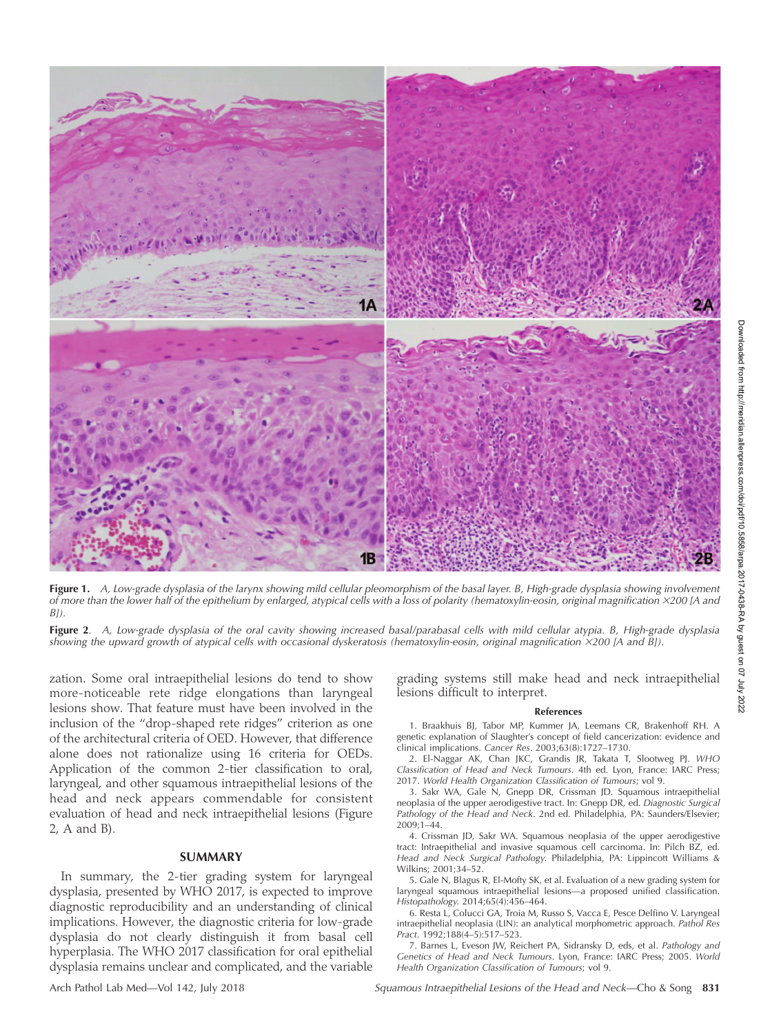**Figure 1.** *A, Low-grade dysplasia of the larynx showing mild cellular pleomorphism of the basal layer. B, High-grade dysplasia showing involvement of more than the lower half of the epithelium by enlarged, atypical cells with a loss of polarity (hematoxylin-eosin, original magnification ×200 [A and B]).*

**Figure 2**. *A, Low-grade dysplasia of the oral cavity showing increased basal/parabasal cells with mild cellular atypia. B, High-grade dysplasia showing the upward growth of atypical cells with occasional dyskeratosis (hematoxylin-eosin, original magnification ×200 [A and B]).*

zation. Some oral intraepithelial lesions do tend to show more-noticeable rete ridge elongations than laryngeal lesions show. That feature must have been involved in the inclusion of the "drop-shaped rete ridges" criterion as one of the architectural criteria of OED. However, that difference alone does not rationalize using 16 criteria for OEDs. Application of the common 2-tier classification to oral, laryngeal, and other squamous intraepithelial lesions of the head and neck appears commendable for consistent evaluation of head and neck intraepithelial lesions (Figure 2, A and B).

## SUMMARY

In summary, the 2-tier grading system for laryngeal dysplasia, presented by WHO 2017, is expected to improve diagnostic reproducibility and an understanding of clinical implications. However, the diagnostic criteria for low-grade dysplasia do not clearly distinguish it from basal cell hyperplasia. The WHO 2017 classification for oral epithelial dysplasia remains unclear and complicated, and the variable grading systems still make head and neck intraepithelial lesions difficult to interpret.

### References

1. Braakhuis BJ, Tabor MP, Kummer JA, Leemans CR, Brakenhoff RH. A genetic explanation of Slaughter's concept of field cancerization: evidence and clinical implications. *Cancer Res*. 2003;63(8):1727–1730.
2. El-Naggar AK, Chan JKC, Grandis JR, Takata T, Slootweg PJ. *WHO Classification of Head and Neck Tumours*. 4th ed. Lyon, France: IARC Press; 2017. *World Health Organization Classification of Tumours*; vol 9.
3. Sakr WA, Gale N, Gnepp DR, Crissman JD. Squamous intraepithelial neoplasia of the upper aerodigestive tract. In: Gnepp DR, ed. *Diagnostic Surgical Pathology of the Head and Neck*. 2nd ed. Philadelphia, PA: Saunders/Elsevier; 2009;1–44.
4. Crissman JD, Sakr WA. Squamous neoplasia of the upper aerodigestive tract: Intraepithelial and invasive squamous cell carcinoma. In: Pilch BZ, ed. *Head and Neck Surgical Pathology*. Philadelphia, PA: Lippincott Williams & Wilkins; 2001;34–52.
5. Gale N, Blagus R, El-Mofty SK, et al. Evaluation of a new grading system for laryngeal squamous intraepithelial lesions—a proposed unified classification. *Histopathology*. 2014;65(4):456–464.
6. Resta L, Colucci GA, Troia M, Russo S, Vacca E, Pesce Delfino V. Laryngeal intraepithelial neoplasia (LIN): an analytical morphometric approach. *Pathol Res Pract*. 1992;188(4–5):517–523.
7. Barnes L, Eveson JW, Reichert PA, Sidransky D, eds, et al. *Pathology and Genetics of Head and Neck Tumours*. Lyon, France: IARC Press; 2005. *World Health Organization Classification of Tumours*; vol 9.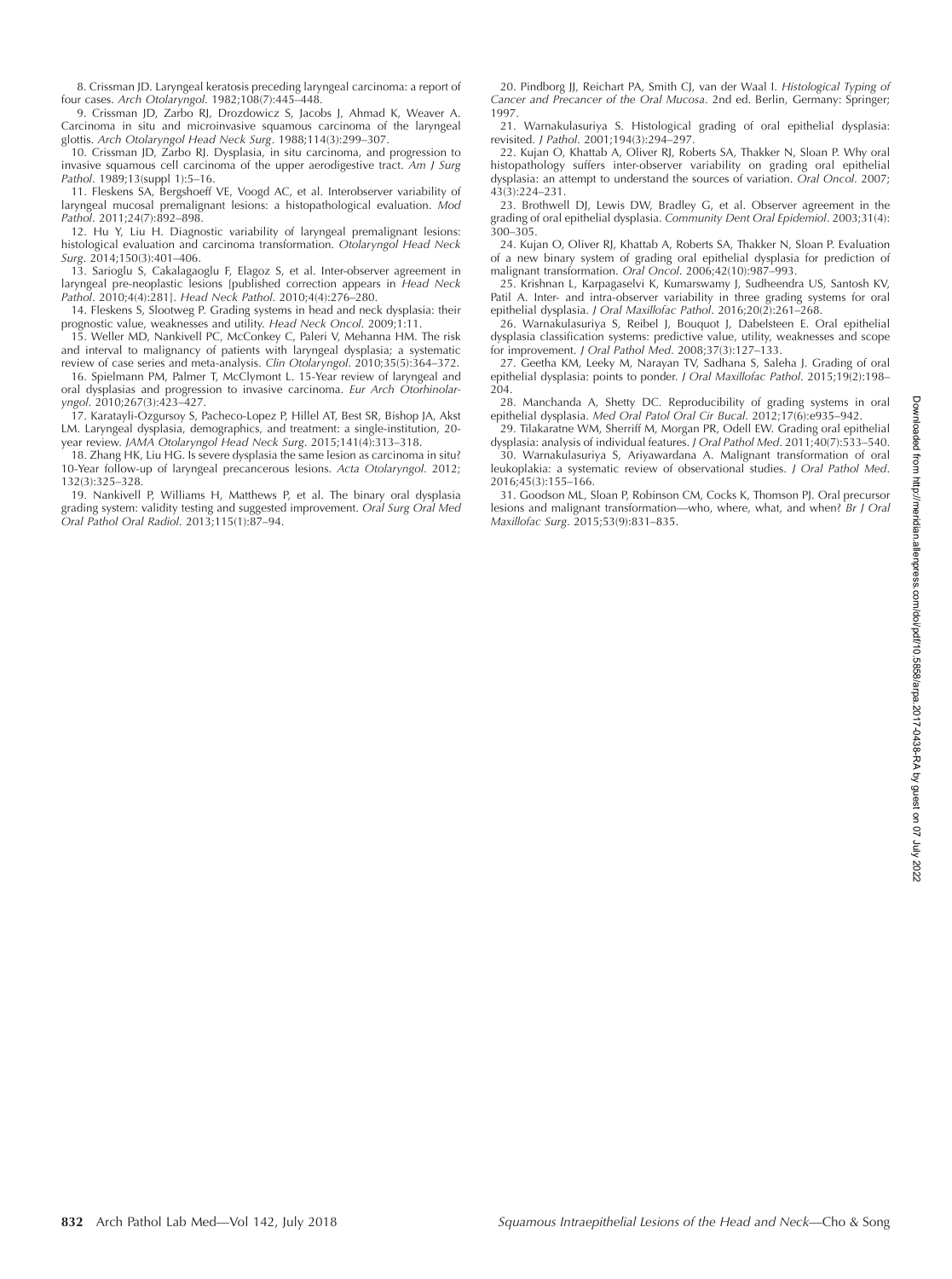8. Crissman JD. Laryngeal keratosis preceding laryngeal carcinoma: a report of four cases. *Arch Otolaryngol*. 1982;108(7):445–448.

9. Crissman JD, Zarbo RJ, Drozdowicz S, Jacobs J, Ahmad K, Weaver A. Carcinoma in situ and microinvasive squamous carcinoma of the laryngeal glottis. *Arch Otolaryngol Head Neck Surg*. 1988;114(3):299–307.

10. Crissman JD, Zarbo RJ. Dysplasia, in situ carcinoma, and progression to invasive squamous cell carcinoma of the upper aerodigestive tract. *Am J Surg Pathol*. 1989;13(suppl 1):5–16.

11. Fleskens SA, Bergshoeff VE, Voogd AC, et al. Interobserver variability of laryngeal mucosal premalignant lesions: a histopathological evaluation. *Mod Pathol*. 2011;24(7):892–898.

12. Hu Y, Liu H. Diagnostic variability of laryngeal premalignant lesions: histological evaluation and carcinoma transformation. *Otolaryngol Head Neck Surg*. 2014;150(3):401–406.

13. Sarioglu S, Cakalagaoglu F, Elagoz S, et al. Inter-observer agreement in laryngeal pre-neoplastic lesions [published correction appears in *Head Neck Pathol*. 2010;4(4):281]. *Head Neck Pathol*. 2010;4(4):276–280.

14. Fleskens S, Slootweg P. Grading systems in head and neck dysplasia: their prognostic value, weaknesses and utility. *Head Neck Oncol*. 2009;1:11.

15. Weller MD, Nankivell PC, McConkey C, Paleri V, Mehanna HM. The risk and interval to malignancy of patients with laryngeal dysplasia; a systematic review of case series and meta-analysis. *Clin Otolaryngol*. 2010;35(5):364–372.

16. Spielmann PM, Palmer T, McClymont L. 15-Year review of laryngeal and oral dysplasias and progression to invasive carcinoma. *Eur Arch Otorhinolaryngol*. 2010;267(3):423–427.

17. Karatayli-Ozgursoy S, Pacheco-Lopez P, Hillel AT, Best SR, Bishop JA, Akst LM. Laryngeal dysplasia, demographics, and treatment: a single-institution, 20-year review. *JAMA Otolaryngol Head Neck Surg*. 2015;141(4):313–318.

18. Zhang HK, Liu HG. Is severe dysplasia the same lesion as carcinoma in situ? 10-Year follow-up of laryngeal precancerous lesions. *Acta Otolaryngol*. 2012;132(3):325–328.

19. Nankivell P, Williams H, Matthews P, et al. The binary oral dysplasia grading system: validity testing and suggested improvement. *Oral Surg Oral Med Oral Pathol Oral Radiol*. 2013;115(1):87–94.

20. Pindborg JJ, Reichart PA, Smith CJ, van der Waal I. *Histological Typing of Cancer and Precancer of the Oral Mucosa*. 2nd ed. Berlin, Germany: Springer; 1997.

21. Warnakulasuriya S. Histological grading of oral epithelial dysplasia: revisited. *J Pathol*. 2001;194(3):294–297.

22. Kujan O, Khattab A, Oliver RJ, Roberts SA, Thakker N, Sloan P. Why oral histopathology suffers inter-observer variability on grading oral epithelial dysplasia: an attempt to understand the sources of variation. *Oral Oncol*. 2007;43(3):224–231.

23. Brothwell DJ, Lewis DW, Bradley G, et al. Observer agreement in the grading of oral epithelial dysplasia. *Community Dent Oral Epidemiol*. 2003;31(4):300–305.

24. Kujan O, Oliver RJ, Khattab A, Roberts SA, Thakker N, Sloan P. Evaluation of a new binary system of grading oral epithelial dysplasia for prediction of malignant transformation. *Oral Oncol*. 2006;42(10):987–993.

25. Krishnan L, Karpagaselvi K, Kumarswamy J, Sudheendra US, Santosh KV, Patil A. Inter- and intra-observer variability in three grading systems for oral epithelial dysplasia. *J Oral Maxillofac Pathol*. 2016;20(2):261–268.

26. Warnakulasuriya S, Reibel J, Bouquot J, Dabelsteen E. Oral epithelial dysplasia classification systems: predictive value, utility, weaknesses and scope for improvement. *J Oral Pathol Med*. 2008;37(3):127–133.

27. Geetha KM, Leeky M, Narayan TV, Sadhana S, Saleha J. Grading of oral epithelial dysplasia: points to ponder. *J Oral Maxillofac Pathol*. 2015;19(2):198–204.

28. Manchanda A, Shetty DC. Reproducibility of grading systems in oral epithelial dysplasia. *Med Oral Patol Oral Cir Bucal*. 2012;17(6):e935–942.

29. Tilakaratne WM, Sherriff M, Morgan PR, Odell EW. Grading oral epithelial dysplasia: analysis of individual features. *J Oral Pathol Med*. 2011;40(7):533–540.

30. Warnakulasuriya S, Ariyawardana A. Malignant transformation of oral leukoplakia: a systematic review of observational studies. *J Oral Pathol Med*. 2016;45(3):155–166.

31. Goodson ML, Sloan P, Robinson CM, Cocks K, Thomson PJ. Oral precursor lesions and malignant transformation—who, where, what, and when? *Br J Oral Maxillofac Surg*. 2015;53(9):831–835.